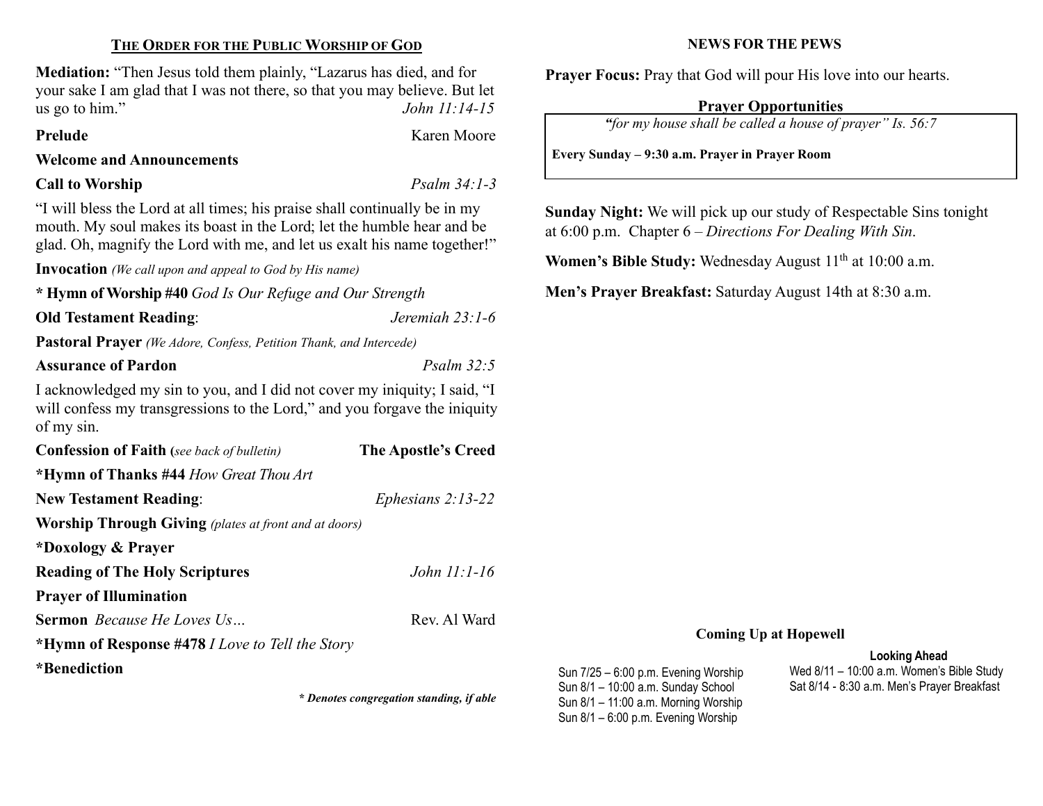## THE ORDER FOR THE PUBLIC WORSHIP OF GOD

**Mediation:** "Then Jesus told them plainly, "Lazarus has died, and for your sake I am glad that I was not there, so that you may believe. But let us go to him." *John 11:14-15*

**Prelude** Karen Moore

**Welcome and Announcements**

**Call to Worship** *Psalm 34:1-3*

"I will bless the Lord at all times; his praise shall continually be in my mouth. My soul makes its boast in the Lord; let the humble hear and be glad. Oh, magnify the Lord with me, and let us exalt his name together!"

**Invocation** *(We call upon and appeal to God by His name)*

**\* Hymn of Worship #40** *God Is Our Refuge and Our Strength*

**Old Testament Reading**: *Jeremiah 23:1-6*

**Pastoral Prayer** *(We Adore, Confess, Petition Thank, and Intercede)*

**Assurance of Pardon** *Psalm 32:5*

I acknowledged my sin to you, and I did not cover my iniquity; I said, "I will confess my transgressions to the Lord," and you forgave the iniquity of my sin.

**Confession of Faith (***see back of bulletin)* **The Apostle's Creed**

**\*Hymn of Thanks #44** *How Great Thou Art*

**New Testament Reading**: *Ephesians 2:13-22*

**Worship Through Giving** *(plates at front and at doors)*

**\*Doxology & Prayer**

**Reading of The Holy Scriptures** *John 11:1-16*

**Prayer of Illumination**

**Sermon** *Because He Loves Us…* Rev. Al Ward

**\*Hymn of Response #478** *I Love to Tell the Story*

**\*Benediction**

***\* Denotes congregation standing, if able***

## NEWS FOR THE PEWS

**Prayer Focus:** Pray that God will pour His love into our hearts.

### Prayer Opportunities

*"for my house shall be called a house of prayer" Is. 56:7*

**Every Sunday – 9:30 a.m. Prayer in Prayer Room**

**Sunday Night:** We will pick up our study of Respectable Sins tonight at 6:00 p.m. Chapter 6 – *Directions For Dealing With Sin*.

**Women's Bible Study:** Wednesday August 11th at 10:00 a.m.

**Men's Prayer Breakfast:** Saturday August 14th at 8:30 a.m.

### Coming Up at Hopewell

Sun 7/25 – 6:00 p.m. Evening Worship
Sun 8/1 – 10:00 a.m. Sunday School
Sun 8/1 – 11:00 a.m. Morning Worship
Sun 8/1 – 6:00 p.m. Evening Worship

**Looking Ahead**

Wed 8/11 – 10:00 a.m. Women's Bible Study
Sat 8/14 - 8:30 a.m. Men's Prayer Breakfast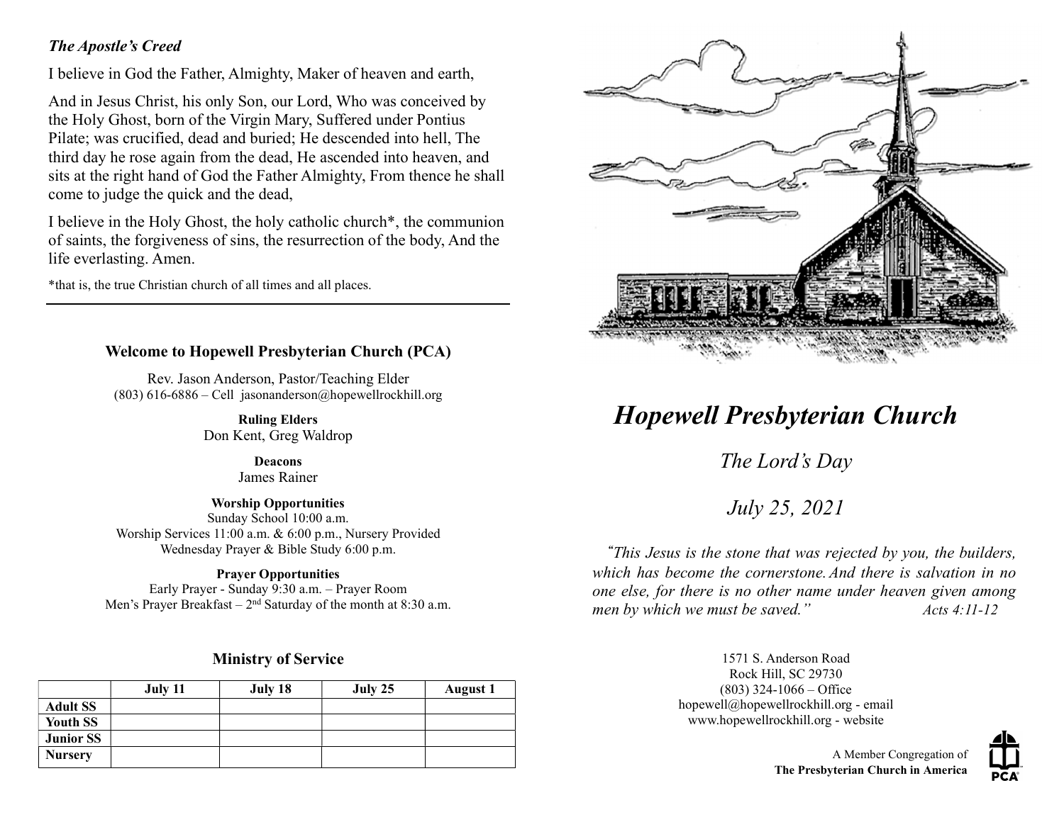***The Apostle's Creed***

I believe in God the Father, Almighty, Maker of heaven and earth,

And in Jesus Christ, his only Son, our Lord, Who was conceived by the Holy Ghost, born of the Virgin Mary, Suffered under Pontius Pilate; was crucified, dead and buried; He descended into hell, The third day he rose again from the dead, He ascended into heaven, and sits at the right hand of God the Father Almighty, From thence he shall come to judge the quick and the dead,

I believe in the Holy Ghost, the holy catholic church*, the communion of saints, the forgiveness of sins, the resurrection of the body, And the life everlasting. Amen.

*that is, the true Christian church of all times and all places.

---

**Welcome to Hopewell Presbyterian Church (PCA)**

Rev. Jason Anderson, Pastor/Teaching Elder
(803) 616-6886 – Cell jasonanderson@hopewellrockhill.org

**Ruling Elders**
Don Kent, Greg Waldrop

**Deacons**
James Rainer

**Worship Opportunities**
Sunday School 10:00 a.m.
Worship Services 11:00 a.m. & 6:00 p.m., Nursery Provided
Wednesday Prayer & Bible Study 6:00 p.m.

**Prayer Opportunities**
Early Prayer - Sunday 9:30 a.m. – Prayer Room
Men's Prayer Breakfast – 2nd Saturday of the month at 8:30 a.m.

**Ministry of Service**

| | July 11 | July 18 | July 25 | August 1 |
|---|---|---|---|---|
| **Adult SS** | | | | |
| **Youth SS** | | | | |
| **Junior SS** | | | | |
| **Nursery** | | | | |

# *Hopewell Presbyterian Church*

*The Lord's Day*

*July 25, 2021*

*"This Jesus is the stone that was rejected by you, the builders, which has become the cornerstone. And there is salvation in no one else, for there is no other name under heaven given among men by which we must be saved."* *Acts 4:11-12*

1571 S. Anderson Road
Rock Hill, SC 29730
(803) 324-1066 – Office
hopewell@hopewellrockhill.org - email
www.hopewellrockhill.org - website

A Member Congregation of
**The Presbyterian Church in America**